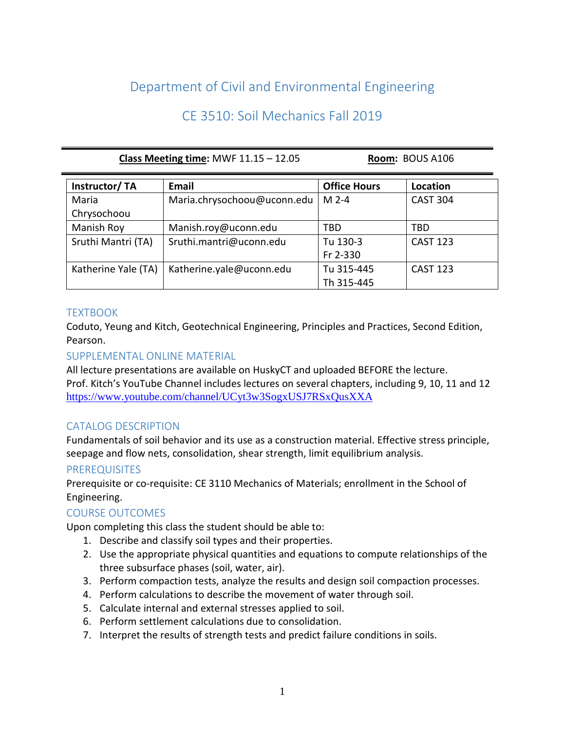# Department of Civil and Environmental Engineering

## CE 3510: Soil Mechanics Fall 2019

| **Class Meeting time:** MWF 11.15 – 12.05 | **Room:** BOUS A106 |
|---|---|

| Instructor/ TA | Email | Office Hours | Location |
|---|---|---|---|
| Maria Chrysochoou | Maria.chrysochoou@uconn.edu | M 2-4 | CAST 304 |
| Manish Roy | Manish.roy@uconn.edu | TBD | TBD |
| Sruthi Mantri (TA) | Sruthi.mantri@uconn.edu | Tu 130-3<br>Fr 2-330 | CAST 123 |
| Katherine Yale (TA) | Katherine.yale@uconn.edu | Tu 315-445<br>Th 315-445 | CAST 123 |

### TEXTBOOK

Coduto, Yeung and Kitch, Geotechnical Engineering, Principles and Practices, Second Edition, Pearson.

### SUPPLEMENTAL ONLINE MATERIAL

All lecture presentations are available on HuskyCT and uploaded BEFORE the lecture.
Prof. Kitch's YouTube Channel includes lectures on several chapters, including 9, 10, 11 and 12
https://www.youtube.com/channel/UCyt3w3SogxUSJ7RSxQusXXA

### CATALOG DESCRIPTION

Fundamentals of soil behavior and its use as a construction material. Effective stress principle, seepage and flow nets, consolidation, shear strength, limit equilibrium analysis.

### PREREQUISITES

Prerequisite or co-requisite: CE 3110 Mechanics of Materials; enrollment in the School of Engineering.

### COURSE OUTCOMES

Upon completing this class the student should be able to:

1. Describe and classify soil types and their properties.
2. Use the appropriate physical quantities and equations to compute relationships of the three subsurface phases (soil, water, air).
3. Perform compaction tests, analyze the results and design soil compaction processes.
4. Perform calculations to describe the movement of water through soil.
5. Calculate internal and external stresses applied to soil.
6. Perform settlement calculations due to consolidation.
7. Interpret the results of strength tests and predict failure conditions in soils.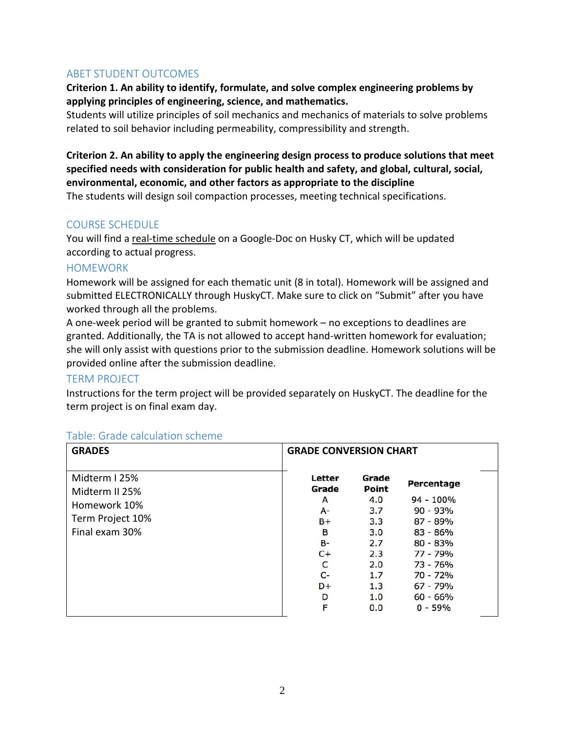## ABET STUDENT OUTCOMES

**Criterion 1. An ability to identify, formulate, and solve complex engineering problems by applying principles of engineering, science, and mathematics.**
Students will utilize principles of soil mechanics and mechanics of materials to solve problems related to soil behavior including permeability, compressibility and strength.

**Criterion 2. An ability to apply the engineering design process to produce solutions that meet specified needs with consideration for public health and safety, and global, cultural, social, environmental, economic, and other factors as appropriate to the discipline**
The students will design soil compaction processes, meeting technical specifications.

## COURSE SCHEDULE

You will find a real-time schedule on a Google-Doc on Husky CT, which will be updated according to actual progress.

## HOMEWORK

Homework will be assigned for each thematic unit (8 in total). Homework will be assigned and submitted ELECTRONICALLY through HuskyCT. Make sure to click on "Submit" after you have worked through all the problems.

A one-week period will be granted to submit homework – no exceptions to deadlines are granted. Additionally, the TA is not allowed to accept hand-written homework for evaluation; she will only assist with questions prior to the submission deadline. Homework solutions will be provided online after the submission deadline.

## TERM PROJECT

Instructions for the term project will be provided separately on HuskyCT. The deadline for the term project is on final exam day.

### Table: Grade calculation scheme

| GRADES | GRADE CONVERSION CHART | | |
|---|---|---|---|
| | **Letter Grade** | **Grade Point** | **Percentage** |
| Midterm I 25% | A | 4.0 | 94 - 100% |
| Midterm II 25% | A- | 3.7 | 90 - 93% |
| Homework 10% | B+ | 3.3 | 87 - 89% |
| Term Project 10% | B | 3.0 | 83 - 86% |
| Final exam 30% | B- | 2.7 | 80 - 83% |
| | C+ | 2.3 | 77 - 79% |
| | C | 2.0 | 73 - 76% |
| | C- | 1.7 | 70 - 72% |
| | D+ | 1.3 | 67 - 79% |
| | D | 1.0 | 60 - 66% |
| | F | 0.0 | 0 - 59% |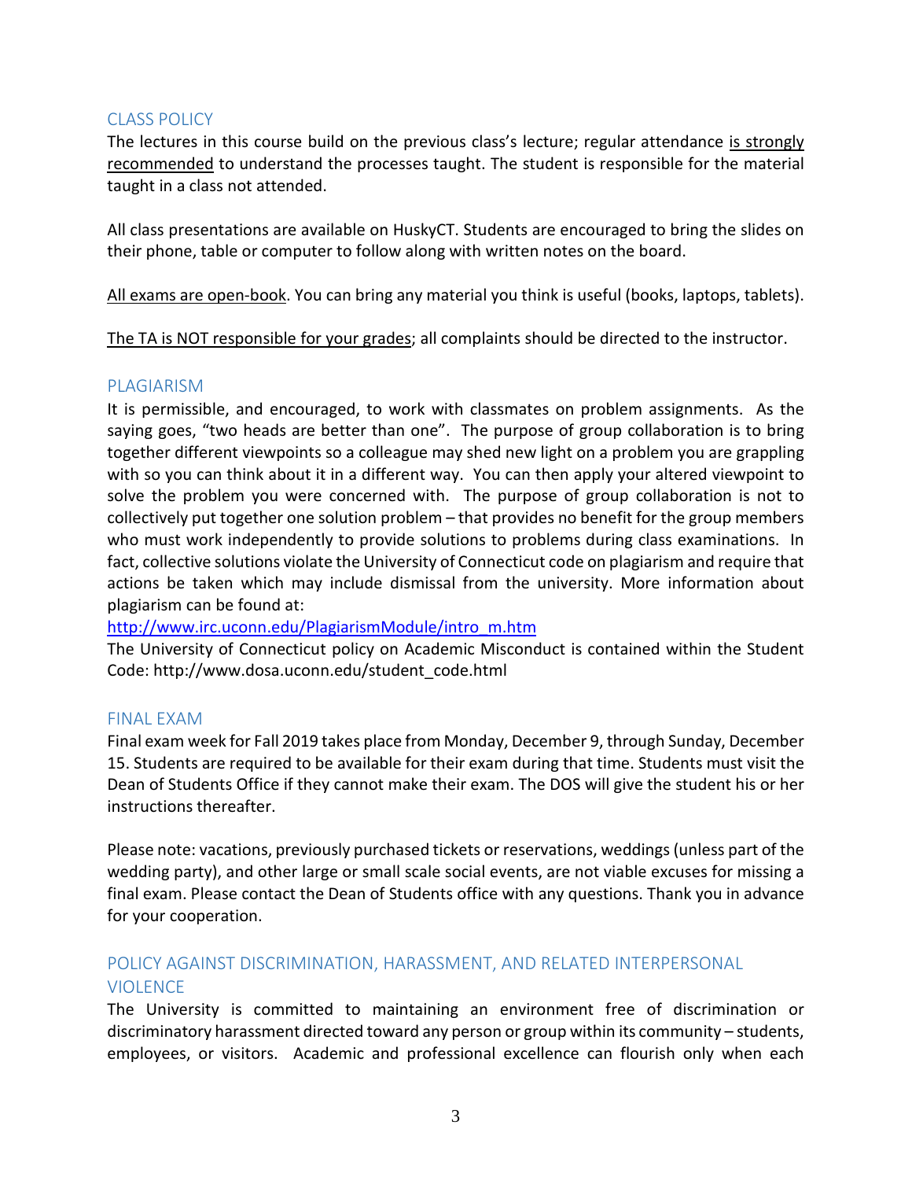## CLASS POLICY

The lectures in this course build on the previous class's lecture; regular attendance is strongly recommended to understand the processes taught. The student is responsible for the material taught in a class not attended.

All class presentations are available on HuskyCT. Students are encouraged to bring the slides on their phone, table or computer to follow along with written notes on the board.

All exams are open-book. You can bring any material you think is useful (books, laptops, tablets).

The TA is NOT responsible for your grades; all complaints should be directed to the instructor.

## PLAGIARISM

It is permissible, and encouraged, to work with classmates on problem assignments. As the saying goes, "two heads are better than one". The purpose of group collaboration is to bring together different viewpoints so a colleague may shed new light on a problem you are grappling with so you can think about it in a different way. You can then apply your altered viewpoint to solve the problem you were concerned with. The purpose of group collaboration is not to collectively put together one solution problem – that provides no benefit for the group members who must work independently to provide solutions to problems during class examinations. In fact, collective solutions violate the University of Connecticut code on plagiarism and require that actions be taken which may include dismissal from the university. More information about plagiarism can be found at:

http://www.irc.uconn.edu/PlagiarismModule/intro_m.htm

The University of Connecticut policy on Academic Misconduct is contained within the Student Code: http://www.dosa.uconn.edu/student_code.html

## FINAL EXAM

Final exam week for Fall 2019 takes place from Monday, December 9, through Sunday, December 15. Students are required to be available for their exam during that time. Students must visit the Dean of Students Office if they cannot make their exam. The DOS will give the student his or her instructions thereafter.

Please note: vacations, previously purchased tickets or reservations, weddings (unless part of the wedding party), and other large or small scale social events, are not viable excuses for missing a final exam. Please contact the Dean of Students office with any questions. Thank you in advance for your cooperation.

## POLICY AGAINST DISCRIMINATION, HARASSMENT, AND RELATED INTERPERSONAL VIOLENCE

The University is committed to maintaining an environment free of discrimination or discriminatory harassment directed toward any person or group within its community – students, employees, or visitors. Academic and professional excellence can flourish only when each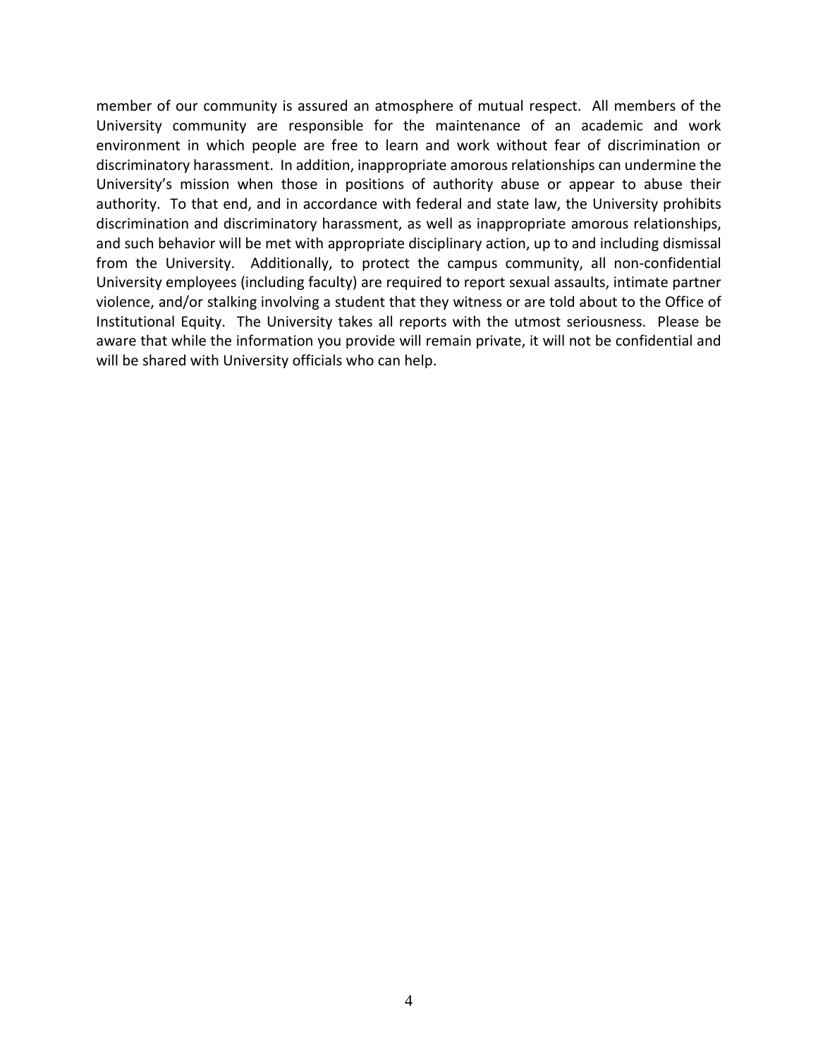member of our community is assured an atmosphere of mutual respect. All members of the University community are responsible for the maintenance of an academic and work environment in which people are free to learn and work without fear of discrimination or discriminatory harassment. In addition, inappropriate amorous relationships can undermine the University's mission when those in positions of authority abuse or appear to abuse their authority. To that end, and in accordance with federal and state law, the University prohibits discrimination and discriminatory harassment, as well as inappropriate amorous relationships, and such behavior will be met with appropriate disciplinary action, up to and including dismissal from the University. Additionally, to protect the campus community, all non-confidential University employees (including faculty) are required to report sexual assaults, intimate partner violence, and/or stalking involving a student that they witness or are told about to the Office of Institutional Equity. The University takes all reports with the utmost seriousness. Please be aware that while the information you provide will remain private, it will not be confidential and will be shared with University officials who can help.